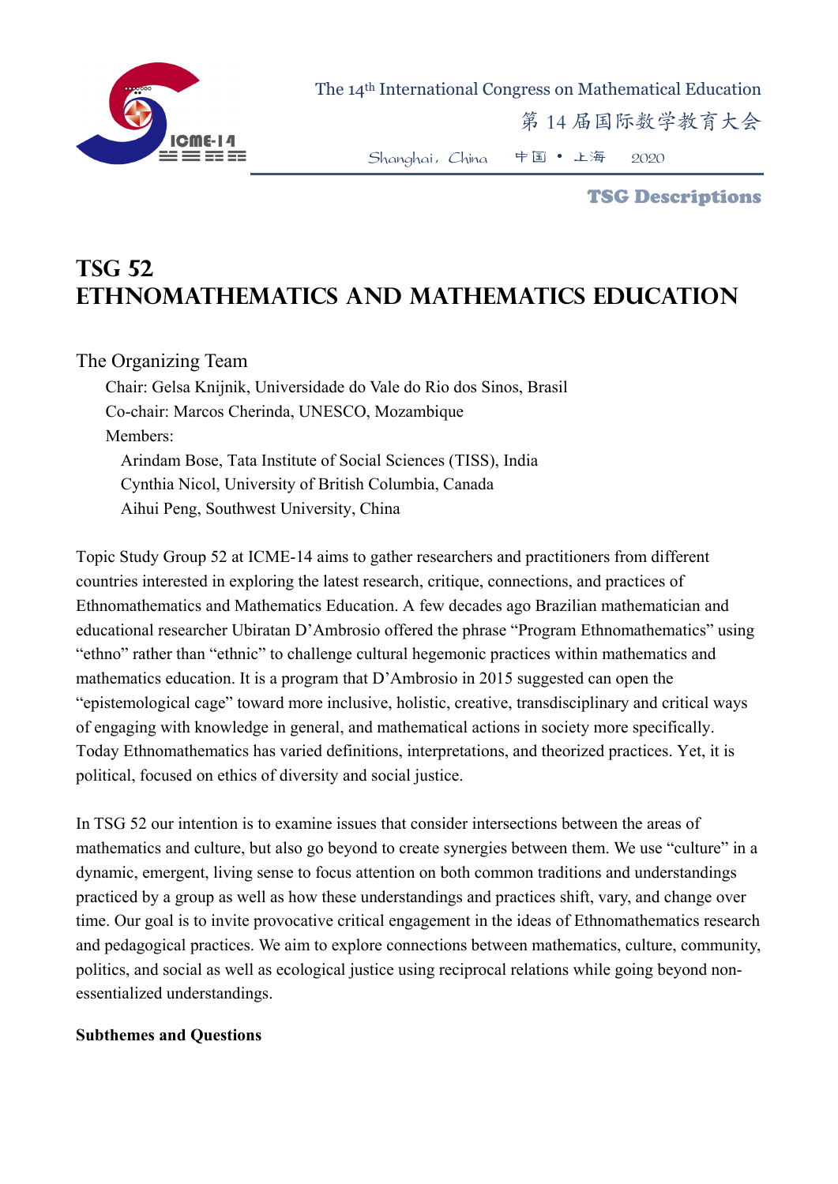# TSG 52
# ETHNOMATHEMATICS AND MATHEMATICS EDUCATION

The Organizing Team

Chair: Gelsa Knijnik, Universidade do Vale do Rio dos Sinos, Brasil

Co-chair: Marcos Cherinda, UNESCO, Mozambique

Members:

Arindam Bose, Tata Institute of Social Sciences (TISS), India

Cynthia Nicol, University of British Columbia, Canada

Aihui Peng, Southwest University, China

Topic Study Group 52 at ICME-14 aims to gather researchers and practitioners from different countries interested in exploring the latest research, critique, connections, and practices of Ethnomathematics and Mathematics Education. A few decades ago Brazilian mathematician and educational researcher Ubiratan D'Ambrosio offered the phrase "Program Ethnomathematics" using "ethno" rather than "ethnic" to challenge cultural hegemonic practices within mathematics and mathematics education. It is a program that D'Ambrosio in 2015 suggested can open the "epistemological cage" toward more inclusive, holistic, creative, transdisciplinary and critical ways of engaging with knowledge in general, and mathematical actions in society more specifically. Today Ethnomathematics has varied definitions, interpretations, and theorized practices. Yet, it is political, focused on ethics of diversity and social justice.

In TSG 52 our intention is to examine issues that consider intersections between the areas of mathematics and culture, but also go beyond to create synergies between them. We use "culture" in a dynamic, emergent, living sense to focus attention on both common traditions and understandings practiced by a group as well as how these understandings and practices shift, vary, and change over time. Our goal is to invite provocative critical engagement in the ideas of Ethnomathematics research and pedagogical practices. We aim to explore connections between mathematics, culture, community, politics, and social as well as ecological justice using reciprocal relations while going beyond non-essentialized understandings.

**Subthemes and Questions**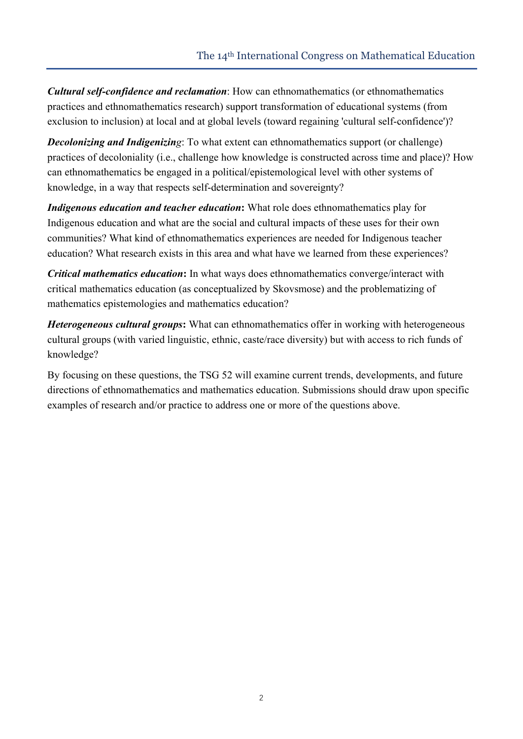***Cultural self-confidence and reclamation***: How can ethnomathematics (or ethnomathematics practices and ethnomathematics research) support transformation of educational systems (from exclusion to inclusion) at local and at global levels (toward regaining 'cultural self-confidence')?

***Decolonizing and Indigenizing***: To what extent can ethnomathematics support (or challenge) practices of decoloniality (i.e., challenge how knowledge is constructed across time and place)? How can ethnomathematics be engaged in a political/epistemological level with other systems of knowledge, in a way that respects self-determination and sovereignty?

***Indigenous education and teacher education*:** What role does ethnomathematics play for Indigenous education and what are the social and cultural impacts of these uses for their own communities? What kind of ethnomathematics experiences are needed for Indigenous teacher education? What research exists in this area and what have we learned from these experiences?

***Critical mathematics education*:** In what ways does ethnomathematics converge/interact with critical mathematics education (as conceptualized by Skovsmose) and the problematizing of mathematics epistemologies and mathematics education?

***Heterogeneous cultural groups*:** What can ethnomathematics offer in working with heterogeneous cultural groups (with varied linguistic, ethnic, caste/race diversity) but with access to rich funds of knowledge?

By focusing on these questions, the TSG 52 will examine current trends, developments, and future directions of ethnomathematics and mathematics education. Submissions should draw upon specific examples of research and/or practice to address one or more of the questions above.